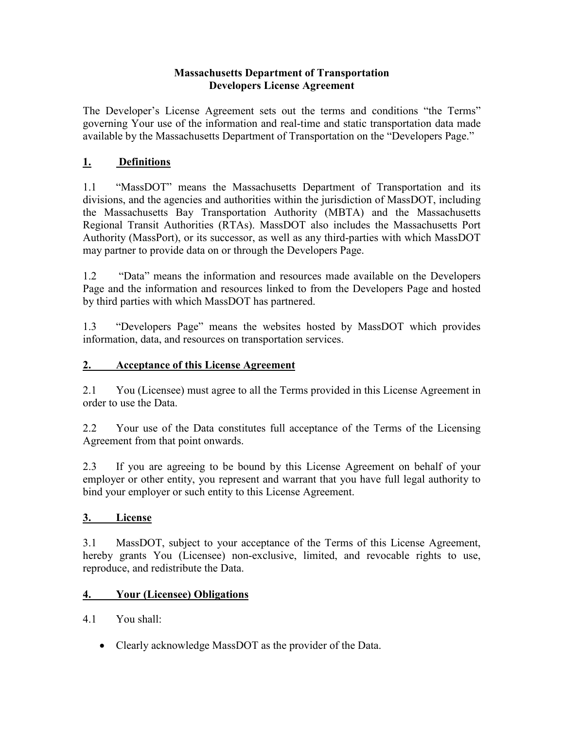# Massachusetts Department of Transportation
# Developers License Agreement

The Developer's License Agreement sets out the terms and conditions "the Terms" governing Your use of the information and real-time and static transportation data made available by the Massachusetts Department of Transportation on the "Developers Page."

## 1. Definitions

1.1 "MassDOT" means the Massachusetts Department of Transportation and its divisions, and the agencies and authorities within the jurisdiction of MassDOT, including the Massachusetts Bay Transportation Authority (MBTA) and the Massachusetts Regional Transit Authorities (RTAs). MassDOT also includes the Massachusetts Port Authority (MassPort), or its successor, as well as any third-parties with which MassDOT may partner to provide data on or through the Developers Page.

1.2 "Data" means the information and resources made available on the Developers Page and the information and resources linked to from the Developers Page and hosted by third parties with which MassDOT has partnered.

1.3 "Developers Page" means the websites hosted by MassDOT which provides information, data, and resources on transportation services.

## 2. Acceptance of this License Agreement

2.1 You (Licensee) must agree to all the Terms provided in this License Agreement in order to use the Data.

2.2 Your use of the Data constitutes full acceptance of the Terms of the Licensing Agreement from that point onwards.

2.3 If you are agreeing to be bound by this License Agreement on behalf of your employer or other entity, you represent and warrant that you have full legal authority to bind your employer or such entity to this License Agreement.

## 3. License

3.1 MassDOT, subject to your acceptance of the Terms of this License Agreement, hereby grants You (Licensee) non-exclusive, limited, and revocable rights to use, reproduce, and redistribute the Data.

## 4. Your (Licensee) Obligations

4.1 You shall:

- Clearly acknowledge MassDOT as the provider of the Data.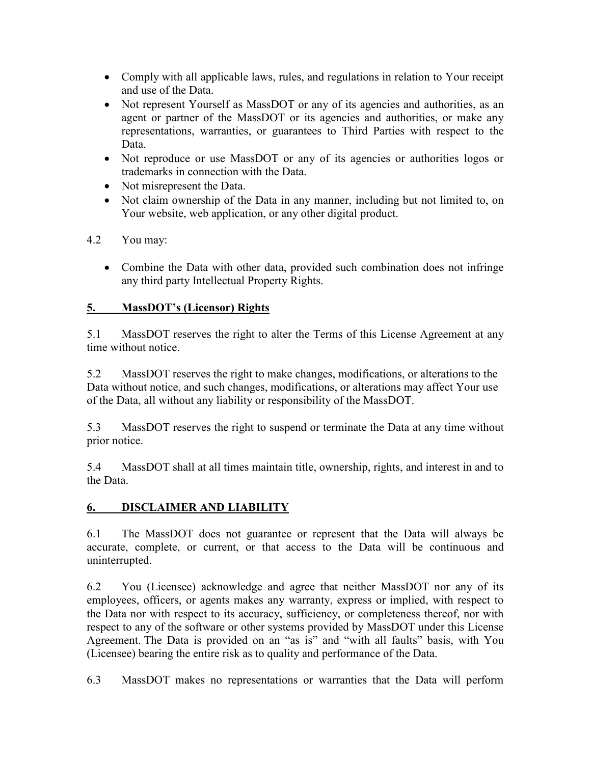- Comply with all applicable laws, rules, and regulations in relation to Your receipt and use of the Data.
- Not represent Yourself as MassDOT or any of its agencies and authorities, as an agent or partner of the MassDOT or its agencies and authorities, or make any representations, warranties, or guarantees to Third Parties with respect to the Data.
- Not reproduce or use MassDOT or any of its agencies or authorities logos or trademarks in connection with the Data.
- Not misrepresent the Data.
- Not claim ownership of the Data in any manner, including but not limited to, on Your website, web application, or any other digital product.

4.2 You may:

- Combine the Data with other data, provided such combination does not infringe any third party Intellectual Property Rights.

## 5. MassDOT's (Licensor) Rights

5.1 MassDOT reserves the right to alter the Terms of this License Agreement at any time without notice.

5.2 MassDOT reserves the right to make changes, modifications, or alterations to the Data without notice, and such changes, modifications, or alterations may affect Your use of the Data, all without any liability or responsibility of the MassDOT.

5.3 MassDOT reserves the right to suspend or terminate the Data at any time without prior notice.

5.4 MassDOT shall at all times maintain title, ownership, rights, and interest in and to the Data.

## 6. DISCLAIMER AND LIABILITY

6.1 The MassDOT does not guarantee or represent that the Data will always be accurate, complete, or current, or that access to the Data will be continuous and uninterrupted.

6.2 You (Licensee) acknowledge and agree that neither MassDOT nor any of its employees, officers, or agents makes any warranty, express or implied, with respect to the Data nor with respect to its accuracy, sufficiency, or completeness thereof, nor with respect to any of the software or other systems provided by MassDOT under this License Agreement. The Data is provided on an "as is" and "with all faults" basis, with You (Licensee) bearing the entire risk as to quality and performance of the Data.

6.3 MassDOT makes no representations or warranties that the Data will perform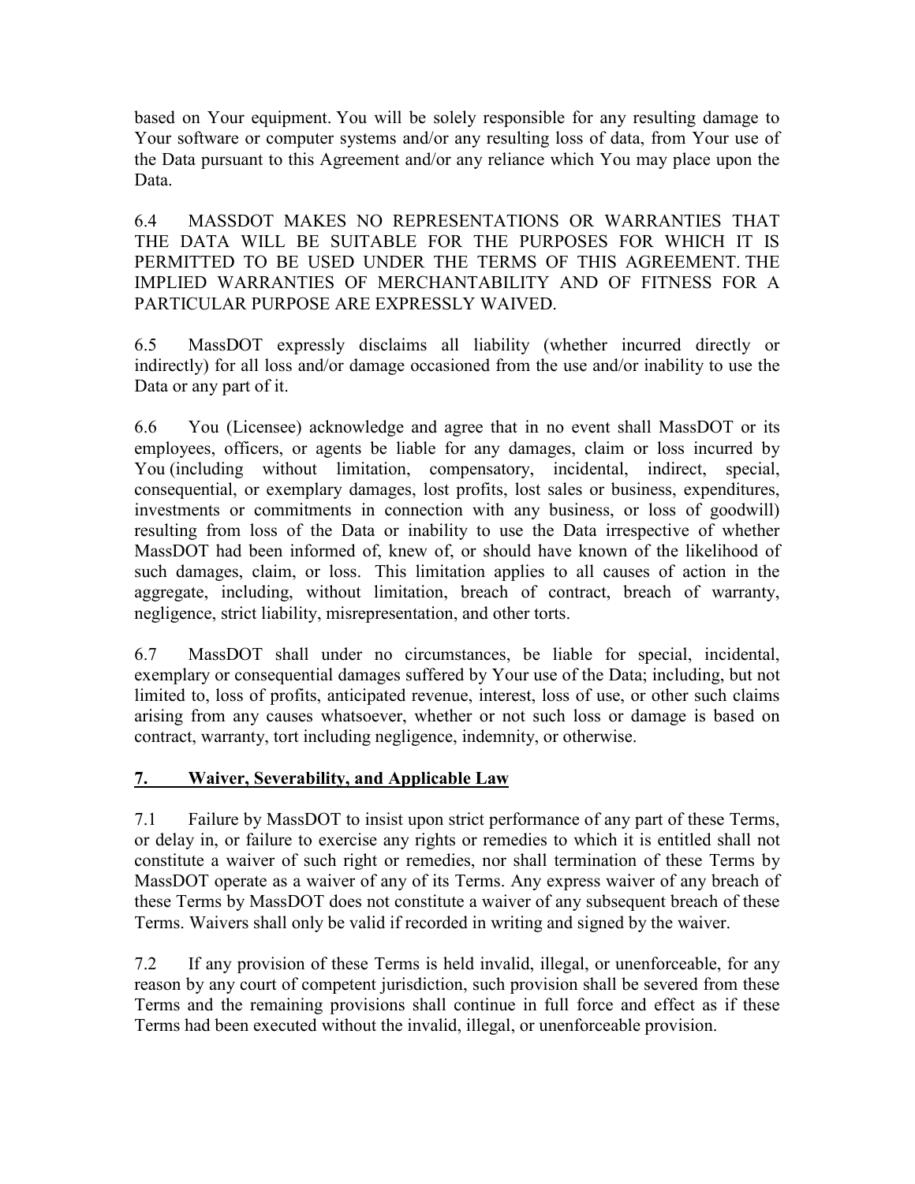based on Your equipment. You will be solely responsible for any resulting damage to Your software or computer systems and/or any resulting loss of data, from Your use of the Data pursuant to this Agreement and/or any reliance which You may place upon the Data.

6.4 MASSDOT MAKES NO REPRESENTATIONS OR WARRANTIES THAT THE DATA WILL BE SUITABLE FOR THE PURPOSES FOR WHICH IT IS PERMITTED TO BE USED UNDER THE TERMS OF THIS AGREEMENT. THE IMPLIED WARRANTIES OF MERCHANTABILITY AND OF FITNESS FOR A PARTICULAR PURPOSE ARE EXPRESSLY WAIVED.

6.5 MassDOT expressly disclaims all liability (whether incurred directly or indirectly) for all loss and/or damage occasioned from the use and/or inability to use the Data or any part of it.

6.6 You (Licensee) acknowledge and agree that in no event shall MassDOT or its employees, officers, or agents be liable for any damages, claim or loss incurred by You (including without limitation, compensatory, incidental, indirect, special, consequential, or exemplary damages, lost profits, lost sales or business, expenditures, investments or commitments in connection with any business, or loss of goodwill) resulting from loss of the Data or inability to use the Data irrespective of whether MassDOT had been informed of, knew of, or should have known of the likelihood of such damages, claim, or loss. This limitation applies to all causes of action in the aggregate, including, without limitation, breach of contract, breach of warranty, negligence, strict liability, misrepresentation, and other torts.

6.7 MassDOT shall under no circumstances, be liable for special, incidental, exemplary or consequential damages suffered by Your use of the Data; including, but not limited to, loss of profits, anticipated revenue, interest, loss of use, or other such claims arising from any causes whatsoever, whether or not such loss or damage is based on contract, warranty, tort including negligence, indemnity, or otherwise.

## 7. Waiver, Severability, and Applicable Law

7.1 Failure by MassDOT to insist upon strict performance of any part of these Terms, or delay in, or failure to exercise any rights or remedies to which it is entitled shall not constitute a waiver of such right or remedies, nor shall termination of these Terms by MassDOT operate as a waiver of any of its Terms. Any express waiver of any breach of these Terms by MassDOT does not constitute a waiver of any subsequent breach of these Terms. Waivers shall only be valid if recorded in writing and signed by the waiver.

7.2 If any provision of these Terms is held invalid, illegal, or unenforceable, for any reason by any court of competent jurisdiction, such provision shall be severed from these Terms and the remaining provisions shall continue in full force and effect as if these Terms had been executed without the invalid, illegal, or unenforceable provision.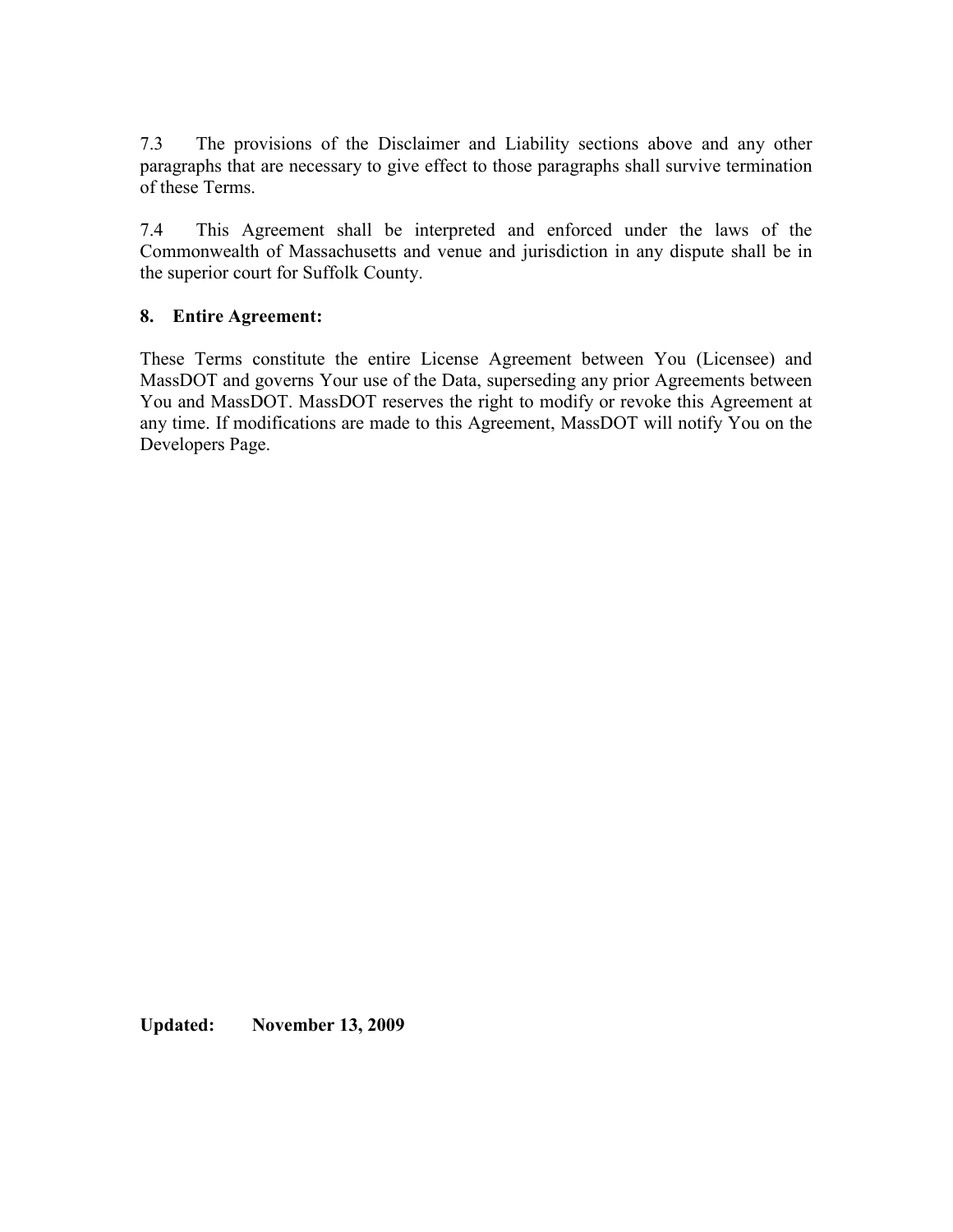7.3 The provisions of the Disclaimer and Liability sections above and any other paragraphs that are necessary to give effect to those paragraphs shall survive termination of these Terms.

7.4 This Agreement shall be interpreted and enforced under the laws of the Commonwealth of Massachusetts and venue and jurisdiction in any dispute shall be in the superior court for Suffolk County.

**8. Entire Agreement:**

These Terms constitute the entire License Agreement between You (Licensee) and MassDOT and governs Your use of the Data, superseding any prior Agreements between You and MassDOT. MassDOT reserves the right to modify or revoke this Agreement at any time. If modifications are made to this Agreement, MassDOT will notify You on the Developers Page.

**Updated: November 13, 2009**